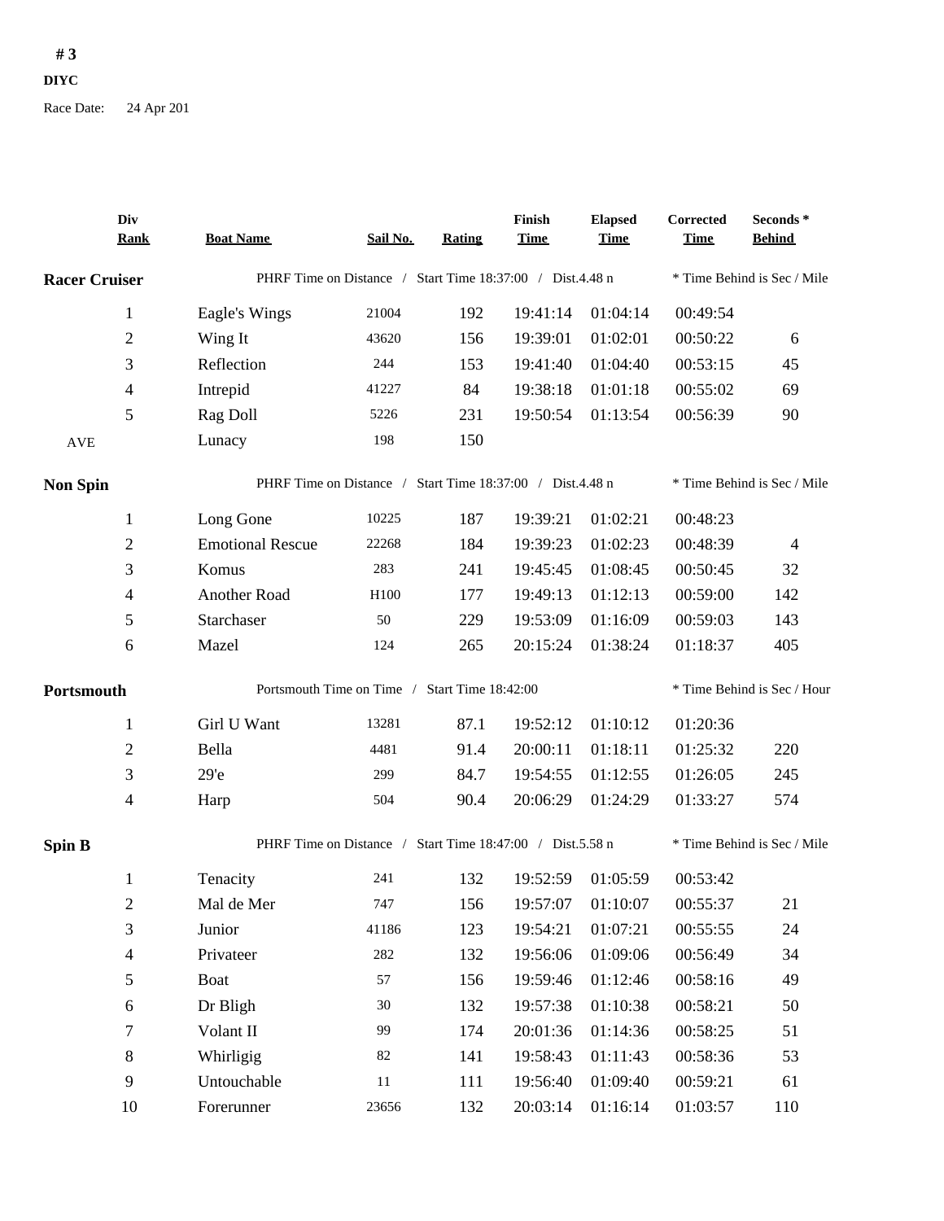**# 3**

**DIYC**

Race Date: 24 Apr 201

| Div Rank | Boat Name | Sail No. | Rating | Finish Time | Elapsed Time | Corrected Time | Seconds * Behind |
|---|---|---|---|---|---|---|---|
| **Racer Cruiser** | PHRF Time on Distance / Start Time 18:37:00 / Dist.4.48 n | | | | | * Time Behind is Sec / Mile | |
| 1 | Eagle's Wings | 21004 | 192 | 19:41:14 | 01:04:14 | 00:49:54 | |
| 2 | Wing It | 43620 | 156 | 19:39:01 | 01:02:01 | 00:50:22 | 6 |
| 3 | Reflection | 244 | 153 | 19:41:40 | 01:04:40 | 00:53:15 | 45 |
| 4 | Intrepid | 41227 | 84 | 19:38:18 | 01:01:18 | 00:55:02 | 69 |
| 5 | Rag Doll | 5226 | 231 | 19:50:54 | 01:13:54 | 00:56:39 | 90 |
| AVE | Lunacy | 198 | 150 | | | | |
| **Non Spin** | PHRF Time on Distance / Start Time 18:37:00 / Dist.4.48 n | | | | | * Time Behind is Sec / Mile | |
| 1 | Long Gone | 10225 | 187 | 19:39:21 | 01:02:21 | 00:48:23 | |
| 2 | Emotional Rescue | 22268 | 184 | 19:39:23 | 01:02:23 | 00:48:39 | 4 |
| 3 | Komus | 283 | 241 | 19:45:45 | 01:08:45 | 00:50:45 | 32 |
| 4 | Another Road | H100 | 177 | 19:49:13 | 01:12:13 | 00:59:00 | 142 |
| 5 | Starchaser | 50 | 229 | 19:53:09 | 01:16:09 | 00:59:03 | 143 |
| 6 | Mazel | 124 | 265 | 20:15:24 | 01:38:24 | 01:18:37 | 405 |
| **Portsmouth** | Portsmouth Time on Time / Start Time 18:42:00 | | | | | * Time Behind is Sec / Hour | |
| 1 | Girl U Want | 13281 | 87.1 | 19:52:12 | 01:10:12 | 01:20:36 | |
| 2 | Bella | 4481 | 91.4 | 20:00:11 | 01:18:11 | 01:25:32 | 220 |
| 3 | 29'e | 299 | 84.7 | 19:54:55 | 01:12:55 | 01:26:05 | 245 |
| 4 | Harp | 504 | 90.4 | 20:06:29 | 01:24:29 | 01:33:27 | 574 |
| **Spin B** | PHRF Time on Distance / Start Time 18:47:00 / Dist.5.58 n | | | | | * Time Behind is Sec / Mile | |
| 1 | Tenacity | 241 | 132 | 19:52:59 | 01:05:59 | 00:53:42 | |
| 2 | Mal de Mer | 747 | 156 | 19:57:07 | 01:10:07 | 00:55:37 | 21 |
| 3 | Junior | 41186 | 123 | 19:54:21 | 01:07:21 | 00:55:55 | 24 |
| 4 | Privateer | 282 | 132 | 19:56:06 | 01:09:06 | 00:56:49 | 34 |
| 5 | Boat | 57 | 156 | 19:59:46 | 01:12:46 | 00:58:16 | 49 |
| 6 | Dr Bligh | 30 | 132 | 19:57:38 | 01:10:38 | 00:58:21 | 50 |
| 7 | Volant II | 99 | 174 | 20:01:36 | 01:14:36 | 00:58:25 | 51 |
| 8 | Whirligig | 82 | 141 | 19:58:43 | 01:11:43 | 00:58:36 | 53 |
| 9 | Untouchable | 11 | 111 | 19:56:40 | 01:09:40 | 00:59:21 | 61 |
| 10 | Forerunner | 23656 | 132 | 20:03:14 | 01:16:14 | 01:03:57 | 110 |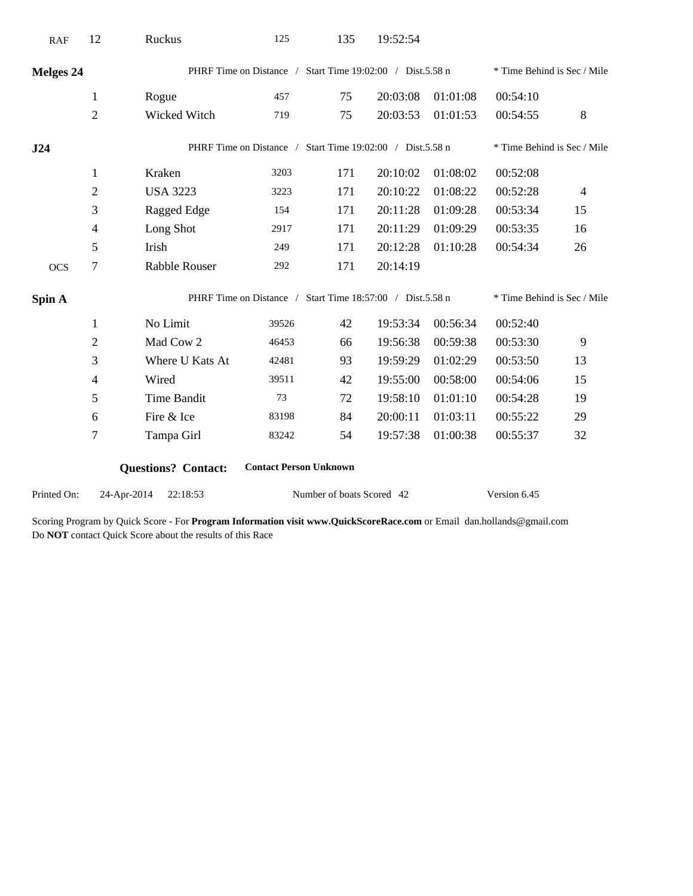| | | | | | | | | |
|---|---|---|---|---|---|---|---|---|
| RAF | 12 | Ruckus | 125 | 135 | 19:52:54 | | | |

**Melges 24** PHRF Time on Distance / Start Time 19:02:00 / Dist.5.58 n * Time Behind is Sec / Mile

| | | | | | | | | |
|---|---|---|---|---|---|---|---|---|
| | 1 | Rogue | 457 | 75 | 20:03:08 | 01:01:08 | 00:54:10 | |
| | 2 | Wicked Witch | 719 | 75 | 20:03:53 | 01:01:53 | 00:54:55 | 8 |

**J24** PHRF Time on Distance / Start Time 19:02:00 / Dist.5.58 n * Time Behind is Sec / Mile

| | | | | | | | | |
|---|---|---|---|---|---|---|---|---|
| | 1 | Kraken | 3203 | 171 | 20:10:02 | 01:08:02 | 00:52:08 | |
| | 2 | USA 3223 | 3223 | 171 | 20:10:22 | 01:08:22 | 00:52:28 | 4 |
| | 3 | Ragged Edge | 154 | 171 | 20:11:28 | 01:09:28 | 00:53:34 | 15 |
| | 4 | Long Shot | 2917 | 171 | 20:11:29 | 01:09:29 | 00:53:35 | 16 |
| | 5 | Irish | 249 | 171 | 20:12:28 | 01:10:28 | 00:54:34 | 26 |
| OCS | 7 | Rabble Rouser | 292 | 171 | 20:14:19 | | | |

**Spin A** PHRF Time on Distance / Start Time 18:57:00 / Dist.5.58 n * Time Behind is Sec / Mile

| | | | | | | | | |
|---|---|---|---|---|---|---|---|---|
| | 1 | No Limit | 39526 | 42 | 19:53:34 | 00:56:34 | 00:52:40 | |
| | 2 | Mad Cow 2 | 46453 | 66 | 19:56:38 | 00:59:38 | 00:53:30 | 9 |
| | 3 | Where U Kats At | 42481 | 93 | 19:59:29 | 01:02:29 | 00:53:50 | 13 |
| | 4 | Wired | 39511 | 42 | 19:55:00 | 00:58:00 | 00:54:06 | 15 |
| | 5 | Time Bandit | 73 | 72 | 19:58:10 | 01:01:10 | 00:54:28 | 19 |
| | 6 | Fire & Ice | 83198 | 84 | 20:00:11 | 01:03:11 | 00:55:22 | 29 |
| | 7 | Tampa Girl | 83242 | 54 | 19:57:38 | 01:00:38 | 00:55:37 | 32 |

**Questions? Contact:** **Contact Person Unknown**

Printed On: 24-Apr-2014 22:18:53 Number of boats Scored 42 Version 6.45

Scoring Program by Quick Score - For **Program Information visit www.QuickScoreRace.com** or Email dan.hollands@gmail.com
Do **NOT** contact Quick Score about the results of this Race